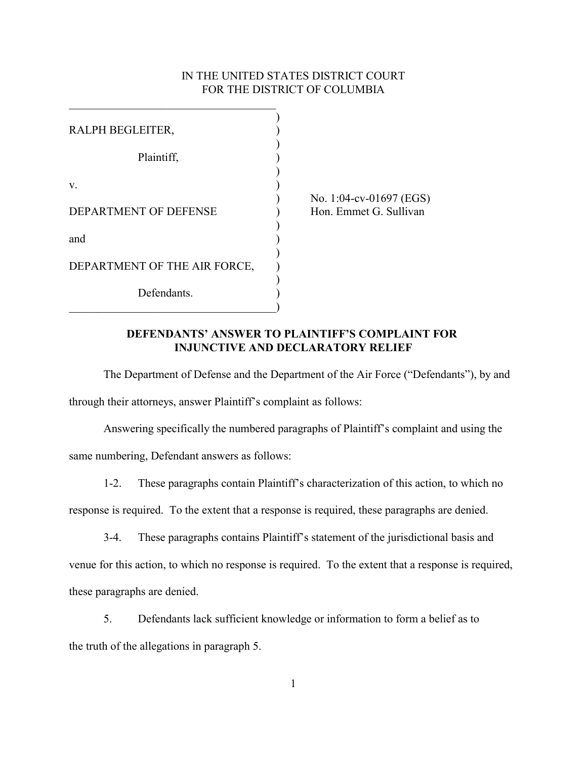IN THE UNITED STATES DISTRICT COURT
FOR THE DISTRICT OF COLUMBIA

| | |
|---|---|
| RALPH BEGLEITER, | |
| Plaintiff, | |
| v. | No. 1:04-cv-01697 (EGS) |
| DEPARTMENT OF DEFENSE | Hon. Emmet G. Sullivan |
| and | |
| DEPARTMENT OF THE AIR FORCE, | |
| Defendants. | |

**DEFENDANTS' ANSWER TO PLAINTIFF'S COMPLAINT FOR INJUNCTIVE AND DECLARATORY RELIEF**

The Department of Defense and the Department of the Air Force ("Defendants"), by and through their attorneys, answer Plaintiff's complaint as follows:

Answering specifically the numbered paragraphs of Plaintiff's complaint and using the same numbering, Defendant answers as follows:

1-2. These paragraphs contain Plaintiff's characterization of this action, to which no response is required. To the extent that a response is required, these paragraphs are denied.

3-4. These paragraphs contains Plaintiff's statement of the jurisdictional basis and venue for this action, to which no response is required. To the extent that a response is required, these paragraphs are denied.

5. Defendants lack sufficient knowledge or information to form a belief as to the truth of the allegations in paragraph 5.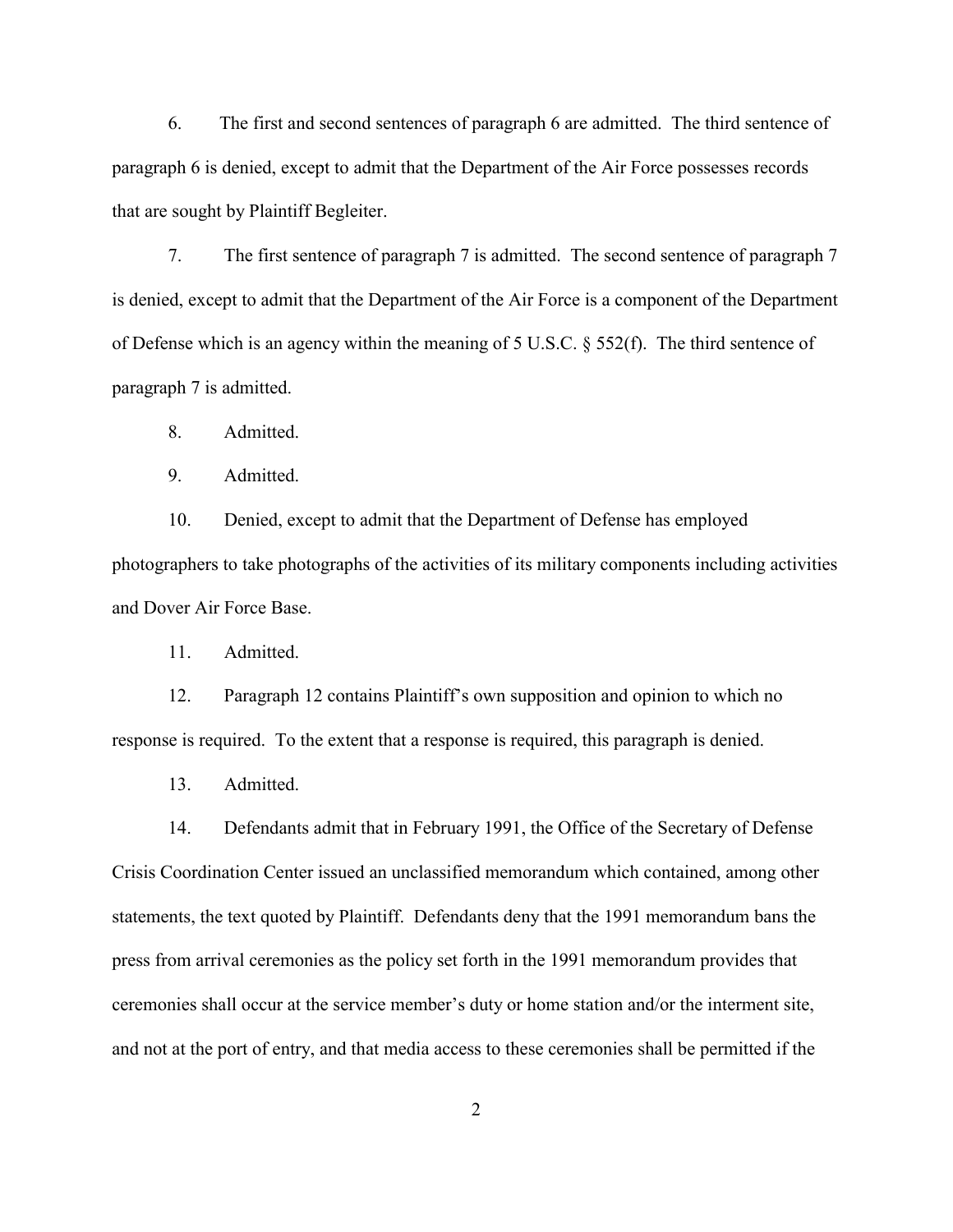6. The first and second sentences of paragraph 6 are admitted. The third sentence of paragraph 6 is denied, except to admit that the Department of the Air Force possesses records that are sought by Plaintiff Begleiter.

7. The first sentence of paragraph 7 is admitted. The second sentence of paragraph 7 is denied, except to admit that the Department of the Air Force is a component of the Department of Defense which is an agency within the meaning of 5 U.S.C. § 552(f). The third sentence of paragraph 7 is admitted.

8. Admitted.

9. Admitted.

10. Denied, except to admit that the Department of Defense has employed photographers to take photographs of the activities of its military components including activities and Dover Air Force Base.

11. Admitted.

12. Paragraph 12 contains Plaintiff's own supposition and opinion to which no response is required. To the extent that a response is required, this paragraph is denied.

13. Admitted.

14. Defendants admit that in February 1991, the Office of the Secretary of Defense Crisis Coordination Center issued an unclassified memorandum which contained, among other statements, the text quoted by Plaintiff. Defendants deny that the 1991 memorandum bans the press from arrival ceremonies as the policy set forth in the 1991 memorandum provides that ceremonies shall occur at the service member's duty or home station and/or the interment site, and not at the port of entry, and that media access to these ceremonies shall be permitted if the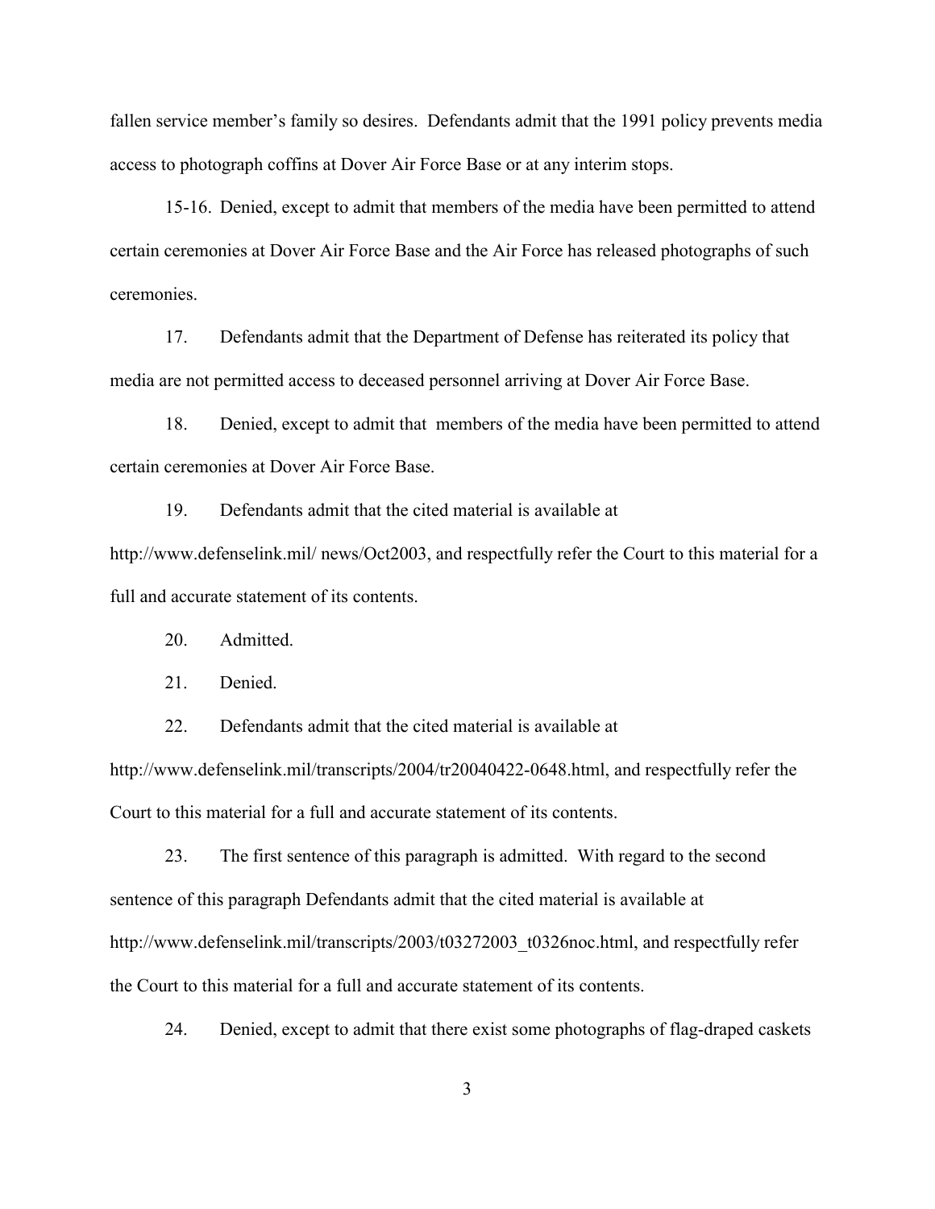fallen service member's family so desires. Defendants admit that the 1991 policy prevents media access to photograph coffins at Dover Air Force Base or at any interim stops.

15-16. Denied, except to admit that members of the media have been permitted to attend certain ceremonies at Dover Air Force Base and the Air Force has released photographs of such ceremonies.

17. Defendants admit that the Department of Defense has reiterated its policy that media are not permitted access to deceased personnel arriving at Dover Air Force Base.

18. Denied, except to admit that members of the media have been permitted to attend certain ceremonies at Dover Air Force Base.

19. Defendants admit that the cited material is available at http://www.defenselink.mil/ news/Oct2003, and respectfully refer the Court to this material for a full and accurate statement of its contents.

20. Admitted.

21. Denied.

22. Defendants admit that the cited material is available at http://www.defenselink.mil/transcripts/2004/tr20040422-0648.html, and respectfully refer the Court to this material for a full and accurate statement of its contents.

23. The first sentence of this paragraph is admitted. With regard to the second sentence of this paragraph Defendants admit that the cited material is available at http://www.defenselink.mil/transcripts/2003/t03272003_t0326noc.html, and respectfully refer the Court to this material for a full and accurate statement of its contents.

24. Denied, except to admit that there exist some photographs of flag-draped caskets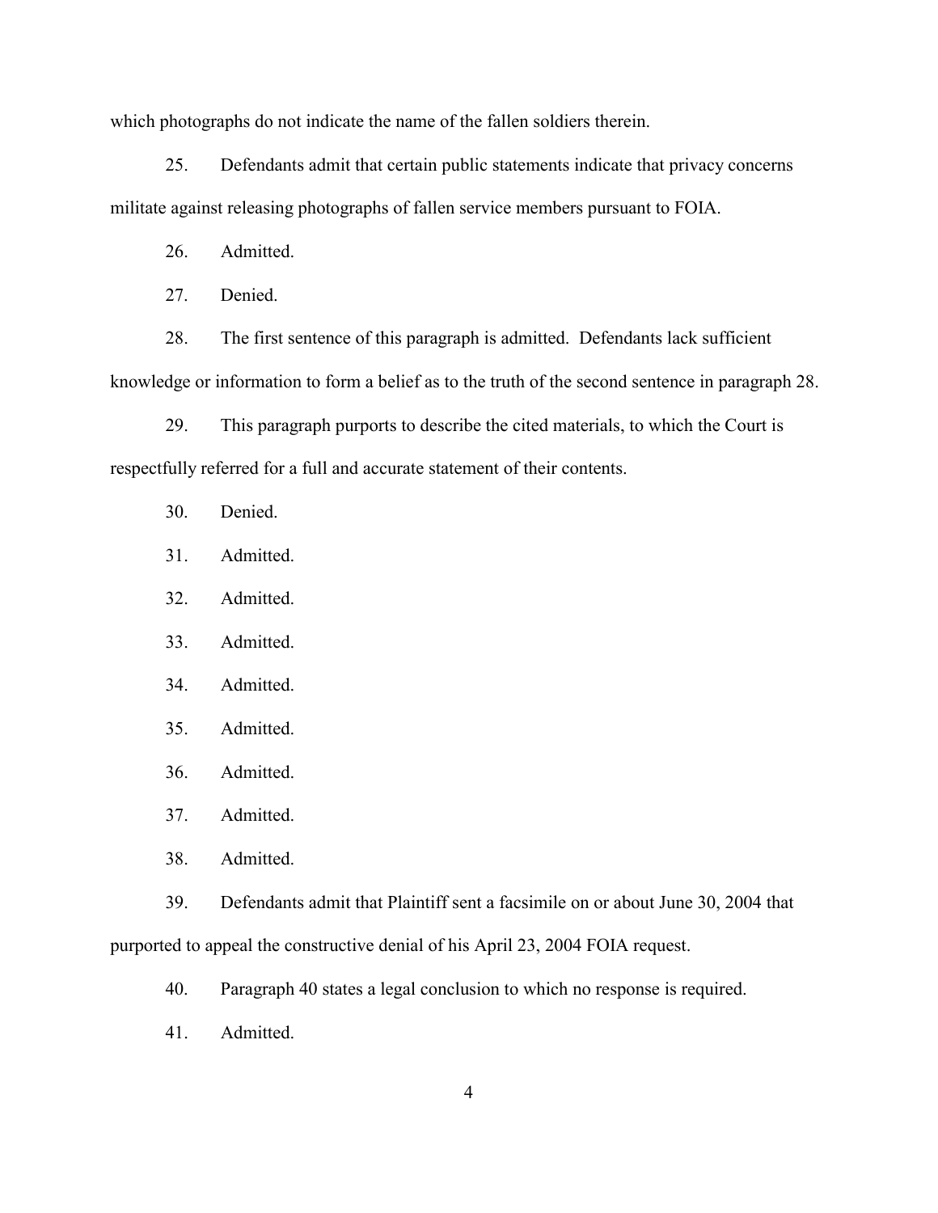which photographs do not indicate the name of the fallen soldiers therein.

25. Defendants admit that certain public statements indicate that privacy concerns militate against releasing photographs of fallen service members pursuant to FOIA.

26. Admitted.

27. Denied.

28. The first sentence of this paragraph is admitted. Defendants lack sufficient knowledge or information to form a belief as to the truth of the second sentence in paragraph 28.

29. This paragraph purports to describe the cited materials, to which the Court is respectfully referred for a full and accurate statement of their contents.

30. Denied.

31. Admitted.

32. Admitted.

33. Admitted.

34. Admitted.

35. Admitted.

36. Admitted.

37. Admitted.

38. Admitted.

39. Defendants admit that Plaintiff sent a facsimile on or about June 30, 2004 that purported to appeal the constructive denial of his April 23, 2004 FOIA request.

40. Paragraph 40 states a legal conclusion to which no response is required.

41. Admitted.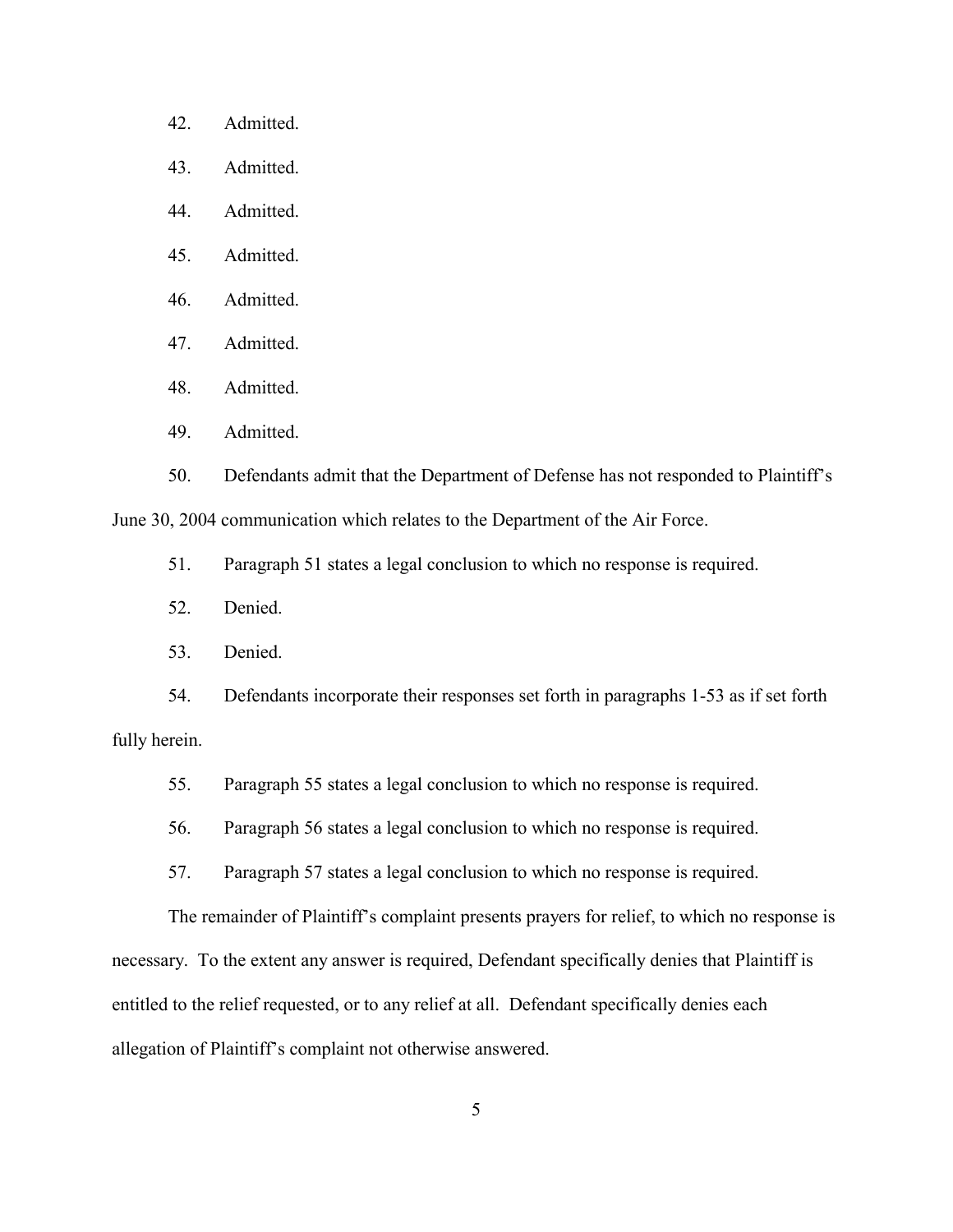42. Admitted.

43. Admitted.

44. Admitted.

45. Admitted.

46. Admitted.

47. Admitted.

48. Admitted.

49. Admitted.

50. Defendants admit that the Department of Defense has not responded to Plaintiff's June 30, 2004 communication which relates to the Department of the Air Force.

51. Paragraph 51 states a legal conclusion to which no response is required.

52. Denied.

53. Denied.

54. Defendants incorporate their responses set forth in paragraphs 1-53 as if set forth fully herein.

55. Paragraph 55 states a legal conclusion to which no response is required.

56. Paragraph 56 states a legal conclusion to which no response is required.

57. Paragraph 57 states a legal conclusion to which no response is required.

The remainder of Plaintiff's complaint presents prayers for relief, to which no response is necessary. To the extent any answer is required, Defendant specifically denies that Plaintiff is entitled to the relief requested, or to any relief at all. Defendant specifically denies each allegation of Plaintiff's complaint not otherwise answered.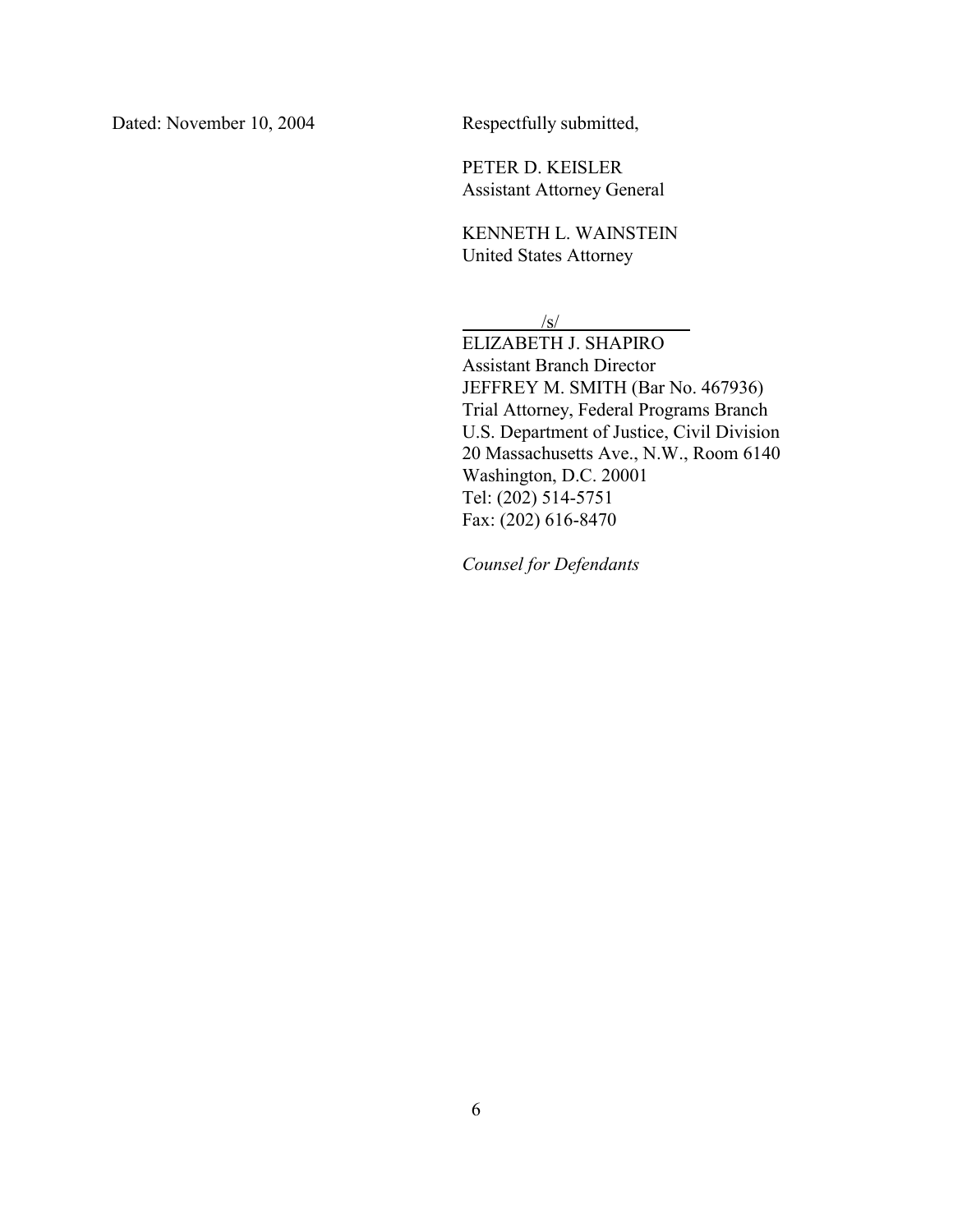Dated: November 10, 2004

Respectfully submitted,

PETER D. KEISLER
Assistant Attorney General

KENNETH L. WAINSTEIN
United States Attorney

/s/
ELIZABETH J. SHAPIRO
Assistant Branch Director
JEFFREY M. SMITH (Bar No. 467936)
Trial Attorney, Federal Programs Branch
U.S. Department of Justice, Civil Division
20 Massachusetts Ave., N.W., Room 6140
Washington, D.C. 20001
Tel: (202) 514-5751
Fax: (202) 616-8470

*Counsel for Defendants*